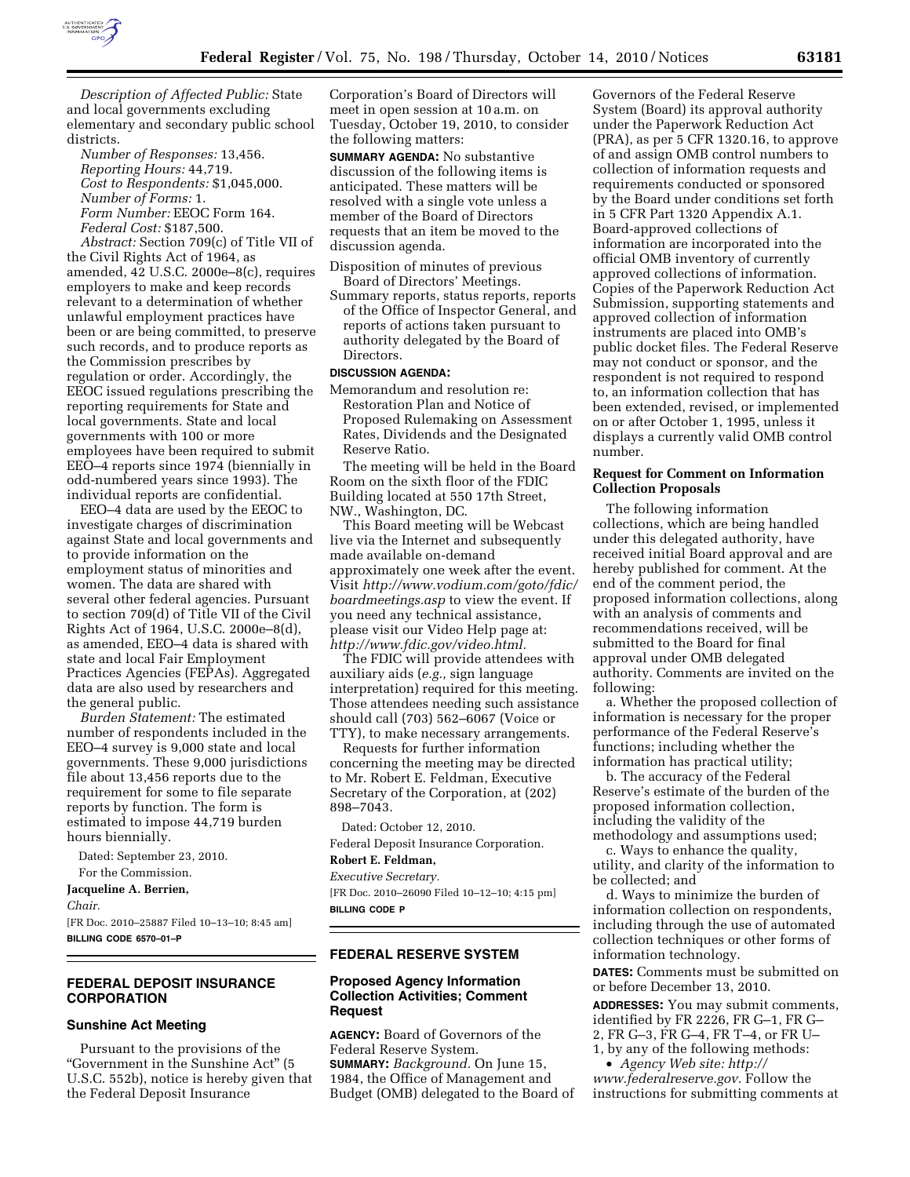*Description of Affected Public:* State and local governments excluding elementary and secondary public school districts.

*Number of Responses:* 13,456.

*Reporting Hours:* 44,719.

*Cost to Respondents:* $1,045,000.

*Number of Forms:* 1.

*Form Number:* EEOC Form 164.

*Federal Cost:* $187,500.

*Abstract:* Section 709(c) of Title VII of the Civil Rights Act of 1964, as amended, 42 U.S.C. 2000e–8(c), requires employers to make and keep records relevant to a determination of whether unlawful employment practices have been or are being committed, to preserve such records, and to produce reports as the Commission prescribes by regulation or order. Accordingly, the EEOC issued regulations prescribing the reporting requirements for State and local governments. State and local governments with 100 or more employees have been required to submit EEO–4 reports since 1974 (biennially in odd-numbered years since 1993). The individual reports are confidential.

EEO–4 data are used by the EEOC to investigate charges of discrimination against State and local governments and to provide information on the employment status of minorities and women. The data are shared with several other federal agencies. Pursuant to section 709(d) of Title VII of the Civil Rights Act of 1964, U.S.C. 2000e–8(d), as amended, EEO–4 data is shared with state and local Fair Employment Practices Agencies (FEPAs). Aggregated data are also used by researchers and the general public.

*Burden Statement:* The estimated number of respondents included in the EEO–4 survey is 9,000 state and local governments. These 9,000 jurisdictions file about 13,456 reports due to the requirement for some to file separate reports by function. The form is estimated to impose 44,719 burden hours biennially.

Dated: September 23, 2010.

For the Commission.

**Jacqueline A. Berrien,**

*Chair.*

[FR Doc. 2010–25887 Filed 10–13–10; 8:45 am]

**BILLING CODE 6570–01–P**

## FEDERAL DEPOSIT INSURANCE CORPORATION

### Sunshine Act Meeting

Pursuant to the provisions of the "Government in the Sunshine Act" (5 U.S.C. 552b), notice is hereby given that the Federal Deposit Insurance Corporation's Board of Directors will meet in open session at 10 a.m. on Tuesday, October 19, 2010, to consider the following matters:

**SUMMARY AGENDA:** No substantive discussion of the following items is anticipated. These matters will be resolved with a single vote unless a member of the Board of Directors requests that an item be moved to the discussion agenda.

Disposition of minutes of previous Board of Directors' Meetings.

Summary reports, status reports, reports of the Office of Inspector General, and reports of actions taken pursuant to authority delegated by the Board of Directors.

**DISCUSSION AGENDA:**

Memorandum and resolution re: Restoration Plan and Notice of Proposed Rulemaking on Assessment Rates, Dividends and the Designated Reserve Ratio.

The meeting will be held in the Board Room on the sixth floor of the FDIC Building located at 550 17th Street, NW., Washington, DC.

This Board meeting will be Webcast live via the Internet and subsequently made available on-demand approximately one week after the event. Visit *http://www.vodium.com/goto/fdic/boardmeetings.asp* to view the event. If you need any technical assistance, please visit our Video Help page at: *http://www.fdic.gov/video.html.*

The FDIC will provide attendees with auxiliary aids (*e.g.,* sign language interpretation) required for this meeting. Those attendees needing such assistance should call (703) 562–6067 (Voice or TTY), to make necessary arrangements.

Requests for further information concerning the meeting may be directed to Mr. Robert E. Feldman, Executive Secretary of the Corporation, at (202) 898–7043.

Dated: October 12, 2010.

Federal Deposit Insurance Corporation.

**Robert E. Feldman,**

*Executive Secretary.*

[FR Doc. 2010–26090 Filed 10–12–10; 4:15 pm]

**BILLING CODE P**

## FEDERAL RESERVE SYSTEM

### Proposed Agency Information Collection Activities; Comment Request

**AGENCY:** Board of Governors of the Federal Reserve System.

**SUMMARY:** *Background.* On June 15, 1984, the Office of Management and Budget (OMB) delegated to the Board of Governors of the Federal Reserve System (Board) its approval authority under the Paperwork Reduction Act (PRA), as per 5 CFR 1320.16, to approve of and assign OMB control numbers to collection of information requests and requirements conducted or sponsored by the Board under conditions set forth in 5 CFR Part 1320 Appendix A.1. Board-approved collections of information are incorporated into the official OMB inventory of currently approved collections of information. Copies of the Paperwork Reduction Act Submission, supporting statements and approved collection of information instruments are placed into OMB's public docket files. The Federal Reserve may not conduct or sponsor, and the respondent is not required to respond to, an information collection that has been extended, revised, or implemented on or after October 1, 1995, unless it displays a currently valid OMB control number.

**Request for Comment on Information Collection Proposals**

The following information collections, which are being handled under this delegated authority, have received initial Board approval and are hereby published for comment. At the end of the comment period, the proposed information collections, along with an analysis of comments and recommendations received, will be submitted to the Board for final approval under OMB delegated authority. Comments are invited on the following:

a. Whether the proposed collection of information is necessary for the proper performance of the Federal Reserve's functions; including whether the information has practical utility;

b. The accuracy of the Federal Reserve's estimate of the burden of the proposed information collection, including the validity of the methodology and assumptions used;

c. Ways to enhance the quality, utility, and clarity of the information to be collected; and

d. Ways to minimize the burden of information collection on respondents, including through the use of automated collection techniques or other forms of information technology.

**DATES:** Comments must be submitted on or before December 13, 2010.

**ADDRESSES:** You may submit comments, identified by FR 2226, FR G–1, FR G–2, FR G–3, FR G–4, FR T–4, or FR U–1, by any of the following methods:

- *Agency Web site: http://www.federalreserve.gov.* Follow the instructions for submitting comments at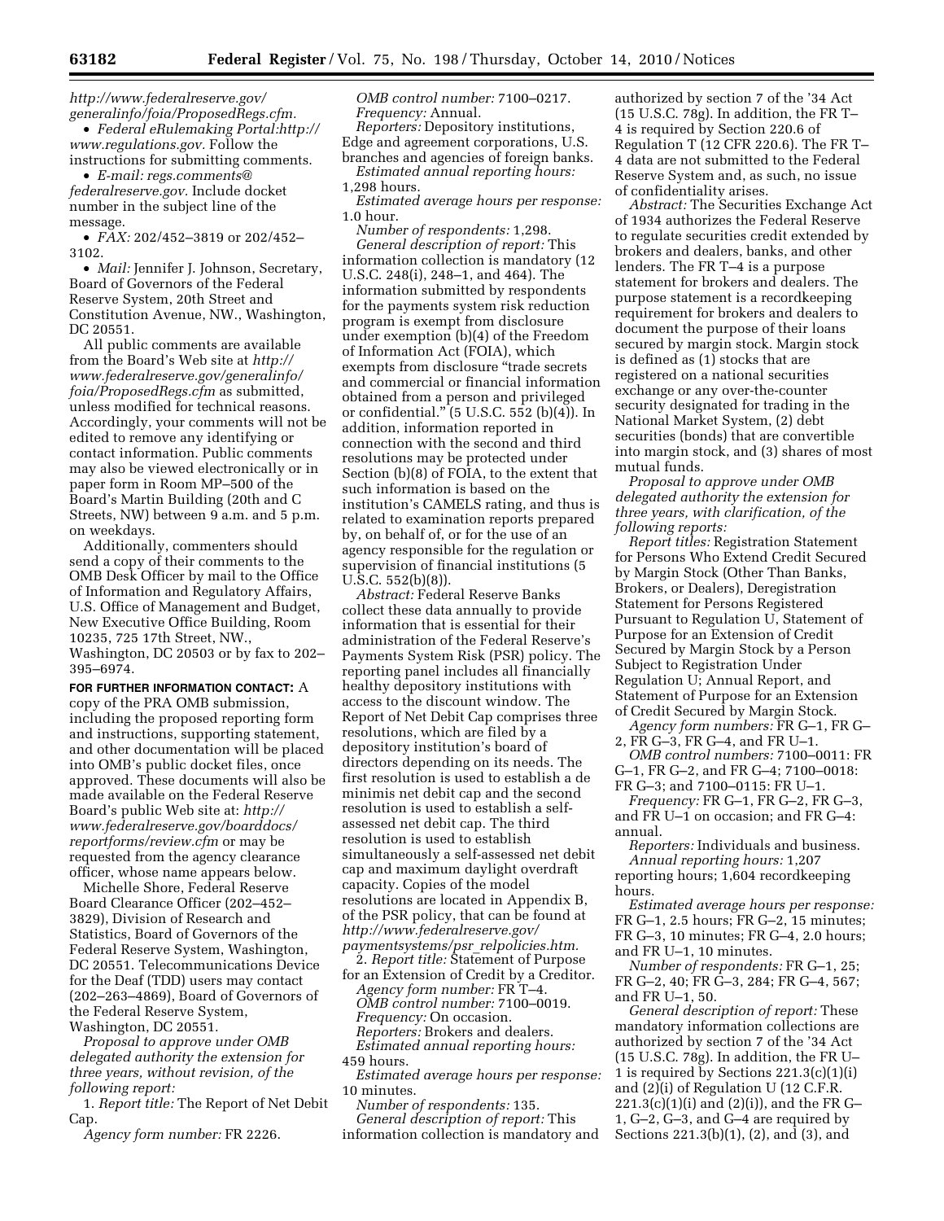*http://www.federalreserve.gov/generalinfo/foia/ProposedRegs.cfm.*

- *Federal eRulemaking Portal:http://www.regulations.gov.* Follow the instructions for submitting comments.
- *E-mail: regs.comments@federalreserve.gov.* Include docket number in the subject line of the message.
- *FAX:* 202/452–3819 or 202/452–3102.
- *Mail:* Jennifer J. Johnson, Secretary, Board of Governors of the Federal Reserve System, 20th Street and Constitution Avenue, NW., Washington, DC 20551.

All public comments are available from the Board's Web site at *http://www.federalreserve.gov/generalinfo/foia/ProposedRegs.cfm* as submitted, unless modified for technical reasons. Accordingly, your comments will not be edited to remove any identifying or contact information. Public comments may also be viewed electronically or in paper form in Room MP–500 of the Board's Martin Building (20th and C Streets, NW) between 9 a.m. and 5 p.m. on weekdays.

Additionally, commenters should send a copy of their comments to the OMB Desk Officer by mail to the Office of Information and Regulatory Affairs, U.S. Office of Management and Budget, New Executive Office Building, Room 10235, 725 17th Street, NW., Washington, DC 20503 or by fax to 202–395–6974.

**FOR FURTHER INFORMATION CONTACT:** A copy of the PRA OMB submission, including the proposed reporting form and instructions, supporting statement, and other documentation will be placed into OMB's public docket files, once approved. These documents will also be made available on the Federal Reserve Board's public Web site at: *http://www.federalreserve.gov/boarddocs/reportforms/review.cfm* or may be requested from the agency clearance officer, whose name appears below.

Michelle Shore, Federal Reserve Board Clearance Officer (202–452–3829), Division of Research and Statistics, Board of Governors of the Federal Reserve System, Washington, DC 20551. Telecommunications Device for the Deaf (TDD) users may contact (202–263–4869), Board of Governors of the Federal Reserve System, Washington, DC 20551.

*Proposal to approve under OMB delegated authority the extension for three years, without revision, of the following report:*

1. *Report title:* The Report of Net Debit Cap.

*Agency form number:* FR 2226.

*OMB control number:* 7100–0217.

*Frequency:* Annual.

*Reporters:* Depository institutions, Edge and agreement corporations, U.S. branches and agencies of foreign banks.

*Estimated annual reporting hours:* 1,298 hours.

*Estimated average hours per response:* 1.0 hour.

*Number of respondents:* 1,298.

*General description of report:* This information collection is mandatory (12 U.S.C. 248(i), 248–1, and 464). The information submitted by respondents for the payments system risk reduction program is exempt from disclosure under exemption (b)(4) of the Freedom of Information Act (FOIA), which exempts from disclosure "trade secrets and commercial or financial information obtained from a person and privileged or confidential." (5 U.S.C. 552 (b)(4)). In addition, information reported in connection with the second and third resolutions may be protected under Section (b)(8) of FOIA, to the extent that such information is based on the institution's CAMELS rating, and thus is related to examination reports prepared by, on behalf of, or for the use of an agency responsible for the regulation or supervision of financial institutions (5 U.S.C. 552(b)(8)).

*Abstract:* Federal Reserve Banks collect these data annually to provide information that is essential for their administration of the Federal Reserve's Payments System Risk (PSR) policy. The reporting panel includes all financially healthy depository institutions with access to the discount window. The Report of Net Debit Cap comprises three resolutions, which are filed by a depository institution's board of directors depending on its needs. The first resolution is used to establish a de minimis net debit cap and the second resolution is used to establish a self-assessed net debit cap. The third resolution is used to establish simultaneously a self-assessed net debit cap and maximum daylight overdraft capacity. Copies of the model resolutions are located in Appendix B, of the PSR policy, that can be found at *http://www.federalreserve.gov/paymentsystems/psr_relpolicies.htm.*

2. *Report title:* Statement of Purpose for an Extension of Credit by a Creditor.

*Agency form number:* FR T–4.

*OMB control number:* 7100–0019.

*Frequency:* On occasion.

*Reporters:* Brokers and dealers.

*Estimated annual reporting hours:* 459 hours.

*Estimated average hours per response:* 10 minutes.

*Number of respondents:* 135.

*General description of report:* This information collection is mandatory and authorized by section 7 of the '34 Act (15 U.S.C. 78g). In addition, the FR T–4 is required by Section 220.6 of Regulation T (12 CFR 220.6). The FR T–4 data are not submitted to the Federal Reserve System and, as such, no issue of confidentiality arises.

*Abstract:* The Securities Exchange Act of 1934 authorizes the Federal Reserve to regulate securities credit extended by brokers and dealers, banks, and other lenders. The FR T–4 is a purpose statement for brokers and dealers. The purpose statement is a recordkeeping requirement for brokers and dealers to document the purpose of their loans secured by margin stock. Margin stock is defined as (1) stocks that are registered on a national securities exchange or any over-the-counter security designated for trading in the National Market System, (2) debt securities (bonds) that are convertible into margin stock, and (3) shares of most mutual funds.

*Proposal to approve under OMB delegated authority the extension for three years, with clarification, of the following reports:*

*Report titles:* Registration Statement for Persons Who Extend Credit Secured by Margin Stock (Other Than Banks, Brokers, or Dealers), Deregistration Statement for Persons Registered Pursuant to Regulation U, Statement of Purpose for an Extension of Credit Secured by Margin Stock by a Person Subject to Registration Under Regulation U; Annual Report, and Statement of Purpose for an Extension of Credit Secured by Margin Stock.

*Agency form numbers:* FR G–1, FR G–2, FR G–3, FR G–4, and FR U–1.

*OMB control numbers:* 7100–0011: FR G–1, FR G–2, and FR G–4; 7100–0018: FR G–3; and 7100–0115: FR U–1.

*Frequency:* FR G–1, FR G–2, FR G–3, and FR U–1 on occasion; and FR G–4: annual.

*Reporters:* Individuals and business.

*Annual reporting hours:* 1,207 reporting hours; 1,604 recordkeeping hours.

*Estimated average hours per response:* FR G–1, 2.5 hours; FR G–2, 15 minutes; FR G–3, 10 minutes; FR G–4, 2.0 hours; and FR U–1, 10 minutes.

*Number of respondents:* FR G–1, 25; FR G–2, 40; FR G–3, 284; FR G–4, 567; and FR U–1, 50.

*General description of report:* These mandatory information collections are authorized by section 7 of the '34 Act (15 U.S.C. 78g). In addition, the FR U–1 is required by Sections 221.3(c)(1)(i) and (2)(i) of Regulation U (12 C.F.R. 221.3(c)(1)(i) and (2)(i)), and the FR G–1, G–2, G–3, and G–4 are required by Sections 221.3(b)(1), (2), and (3), and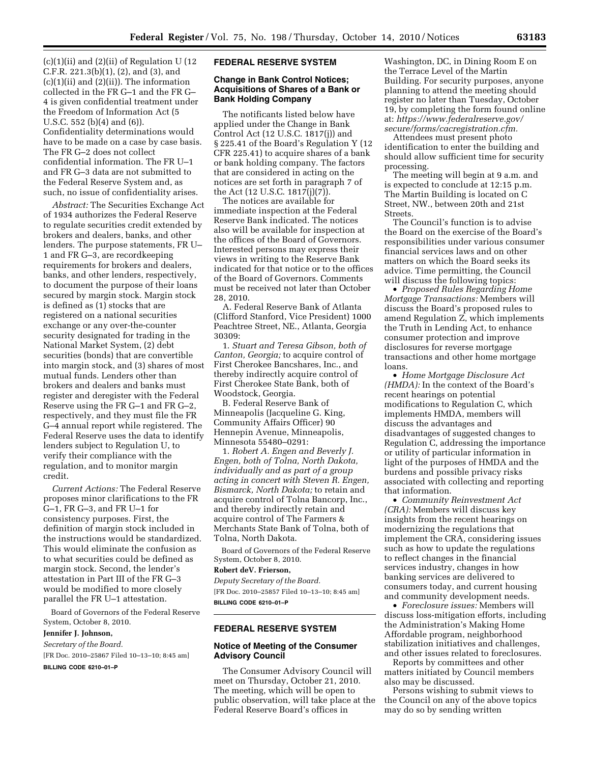(c)(1)(ii) and (2)(ii) of Regulation U (12 C.F.R. 221.3(b)(1), (2), and (3), and (c)(1)(ii) and (2)(ii)). The information collected in the FR G–1 and the FR G–4 is given confidential treatment under the Freedom of Information Act (5 U.S.C. 552 (b)(4) and (6)). Confidentiality determinations would have to be made on a case by case basis. The FR G–2 does not collect confidential information. The FR U–1 and FR G–3 data are not submitted to the Federal Reserve System and, as such, no issue of confidentiality arises.

*Abstract:* The Securities Exchange Act of 1934 authorizes the Federal Reserve to regulate securities credit extended by brokers and dealers, banks, and other lenders. The purpose statements, FR U–1 and FR G–3, are recordkeeping requirements for brokers and dealers, banks, and other lenders, respectively, to document the purpose of their loans secured by margin stock. Margin stock is defined as (1) stocks that are registered on a national securities exchange or any over-the-counter security designated for trading in the National Market System, (2) debt securities (bonds) that are convertible into margin stock, and (3) shares of most mutual funds. Lenders other than brokers and dealers and banks must register and deregister with the Federal Reserve using the FR G–1 and FR G–2, respectively, and they must file the FR G–4 annual report while registered. The Federal Reserve uses the data to identify lenders subject to Regulation U, to verify their compliance with the regulation, and to monitor margin credit.

*Current Actions:* The Federal Reserve proposes minor clarifications to the FR G–1, FR G–3, and FR U–1 for consistency purposes. First, the definition of margin stock included in the instructions would be standardized. This would eliminate the confusion as to what securities could be defined as margin stock. Second, the lender's attestation in Part III of the FR G–3 would be modified to more closely parallel the FR U–1 attestation.

Board of Governors of the Federal Reserve System, October 8, 2010.

**Jennifer J. Johnson,**

*Secretary of the Board.*

[FR Doc. 2010–25867 Filed 10–13–10; 8:45 am]

**BILLING CODE 6210–01–P**

## FEDERAL RESERVE SYSTEM

### Change in Bank Control Notices; Acquisitions of Shares of a Bank or Bank Holding Company

The notificants listed below have applied under the Change in Bank Control Act (12 U.S.C. 1817(j)) and § 225.41 of the Board's Regulation Y (12 CFR 225.41) to acquire shares of a bank or bank holding company. The factors that are considered in acting on the notices are set forth in paragraph 7 of the Act (12 U.S.C. 1817(j)(7)).

The notices are available for immediate inspection at the Federal Reserve Bank indicated. The notices also will be available for inspection at the offices of the Board of Governors. Interested persons may express their views in writing to the Reserve Bank indicated for that notice or to the offices of the Board of Governors. Comments must be received not later than October 28, 2010.

A. Federal Reserve Bank of Atlanta (Clifford Stanford, Vice President) 1000 Peachtree Street, NE., Atlanta, Georgia 30309:

1. *Stuart and Teresa Gibson, both of Canton, Georgia;* to acquire control of First Cherokee Bancshares, Inc., and thereby indirectly acquire control of First Cherokee State Bank, both of Woodstock, Georgia.

B. Federal Reserve Bank of Minneapolis (Jacqueline G. King, Community Affairs Officer) 90 Hennepin Avenue, Minneapolis, Minnesota 55480–0291:

1. *Robert A. Engen and Beverly J. Engen, both of Tolna, North Dakota, individually and as part of a group acting in concert with Steven R. Engen, Bismarck, North Dakota;* to retain and acquire control of Tolna Bancorp, Inc., and thereby indirectly retain and acquire control of The Farmers & Merchants State Bank of Tolna, both of Tolna, North Dakota.

Board of Governors of the Federal Reserve System, October 8, 2010.

**Robert deV. Frierson,**

*Deputy Secretary of the Board.*

[FR Doc. 2010–25857 Filed 10–13–10; 8:45 am]

**BILLING CODE 6210–01–P**

## FEDERAL RESERVE SYSTEM

### Notice of Meeting of the Consumer Advisory Council

The Consumer Advisory Council will meet on Thursday, October 21, 2010. The meeting, which will be open to public observation, will take place at the Federal Reserve Board's offices in Washington, DC, in Dining Room E on the Terrace Level of the Martin Building. For security purposes, anyone planning to attend the meeting should register no later than Tuesday, October 19, by completing the form found online at: *https://www.federalreserve.gov/secure/forms/cacregistration.cfm.*

Attendees must present photo identification to enter the building and should allow sufficient time for security processing.

The meeting will begin at 9 a.m. and is expected to conclude at 12:15 p.m. The Martin Building is located on C Street, NW., between 20th and 21st Streets.

The Council's function is to advise the Board on the exercise of the Board's responsibilities under various consumer financial services laws and on other matters on which the Board seeks its advice. Time permitting, the Council will discuss the following topics:

- *Proposed Rules Regarding Home Mortgage Transactions:* Members will discuss the Board's proposed rules to amend Regulation Z, which implements the Truth in Lending Act, to enhance consumer protection and improve disclosures for reverse mortgage transactions and other home mortgage loans.
- *Home Mortgage Disclosure Act (HMDA):* In the context of the Board's recent hearings on potential modifications to Regulation C, which implements HMDA, members will discuss the advantages and disadvantages of suggested changes to Regulation C, addressing the importance or utility of particular information in light of the purposes of HMDA and the burdens and possible privacy risks associated with collecting and reporting that information.
- *Community Reinvestment Act (CRA):* Members will discuss key insights from the recent hearings on modernizing the regulations that implement the CRA, considering issues such as how to update the regulations to reflect changes in the financial services industry, changes in how banking services are delivered to consumers today, and current housing and community development needs.
- *Foreclosure issues:* Members will discuss loss-mitigation efforts, including the Administration's Making Home Affordable program, neighborhood stabilization initiatives and challenges, and other issues related to foreclosures.

Reports by committees and other matters initiated by Council members also may be discussed.

Persons wishing to submit views to the Council on any of the above topics may do so by sending written